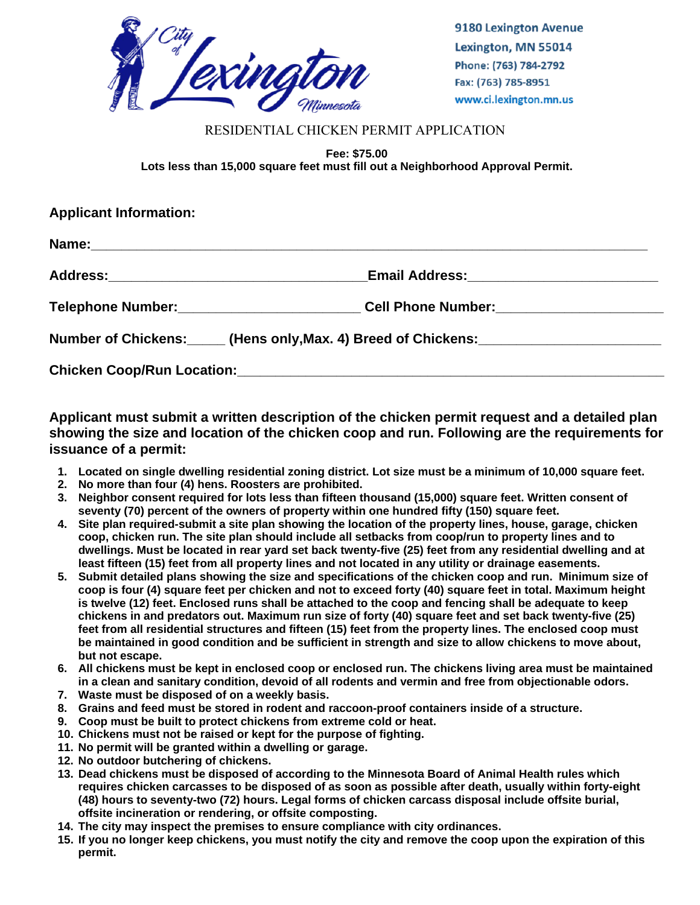City of Lexington Minnesota

9180 Lexington Avenue
Lexington, MN 55014
Phone: (763) 784-2792
Fax: (763) 785-8951
www.ci.lexington.mn.us

# RESIDENTIAL CHICKEN PERMIT APPLICATION

**Fee: $75.00**
**Lots less than 15,000 square feet must fill out a Neighborhood Approval Permit.**

## Applicant Information:

**Name:**___________________________________________________________________________

**Address:**__________________________________ **Email Address:**_________________________

**Telephone Number:**________________________ **Cell Phone Number:**______________________

**Number of Chickens:**_____ **(Hens only, Max. 4) Breed of Chickens:**_______________________

**Chicken Coop/Run Location:**_________________________________________________________

**Applicant must submit a written description of the chicken permit request and a detailed plan showing the size and location of the chicken coop and run. Following are the requirements for issuance of a permit:**

1. **Located on single dwelling residential zoning district. Lot size must be a minimum of 10,000 square feet.**
2. **No more than four (4) hens. Roosters are prohibited.**
3. **Neighbor consent required for lots less than fifteen thousand (15,000) square feet. Written consent of seventy (70) percent of the owners of property within one hundred fifty (150) square feet.**
4. **Site plan required-submit a site plan showing the location of the property lines, house, garage, chicken coop, chicken run. The site plan should include all setbacks from coop/run to property lines and to dwellings. Must be located in rear yard set back twenty-five (25) feet from any residential dwelling and at least fifteen (15) feet from all property lines and not located in any utility or drainage easements.**
5. **Submit detailed plans showing the size and specifications of the chicken coop and run. Minimum size of coop is four (4) square feet per chicken and not to exceed forty (40) square feet in total. Maximum height is twelve (12) feet. Enclosed runs shall be attached to the coop and fencing shall be adequate to keep chickens in and predators out. Maximum run size of forty (40) square feet and set back twenty-five (25) feet from all residential structures and fifteen (15) feet from the property lines. The enclosed coop must be maintained in good condition and be sufficient in strength and size to allow chickens to move about, but not escape.**
6. **All chickens must be kept in enclosed coop or enclosed run. The chickens living area must be maintained in a clean and sanitary condition, devoid of all rodents and vermin and free from objectionable odors.**
7. **Waste must be disposed of on a weekly basis.**
8. **Grains and feed must be stored in rodent and raccoon-proof containers inside of a structure.**
9. **Coop must be built to protect chickens from extreme cold or heat.**
10. **Chickens must not be raised or kept for the purpose of fighting.**
11. **No permit will be granted within a dwelling or garage.**
12. **No outdoor butchering of chickens.**
13. **Dead chickens must be disposed of according to the Minnesota Board of Animal Health rules which requires chicken carcasses to be disposed of as soon as possible after death, usually within forty-eight (48) hours to seventy-two (72) hours. Legal forms of chicken carcass disposal include offsite burial, offsite incineration or rendering, or offsite composting.**
14. **The city may inspect the premises to ensure compliance with city ordinances.**
15. **If you no longer keep chickens, you must notify the city and remove the coop upon the expiration of this permit.**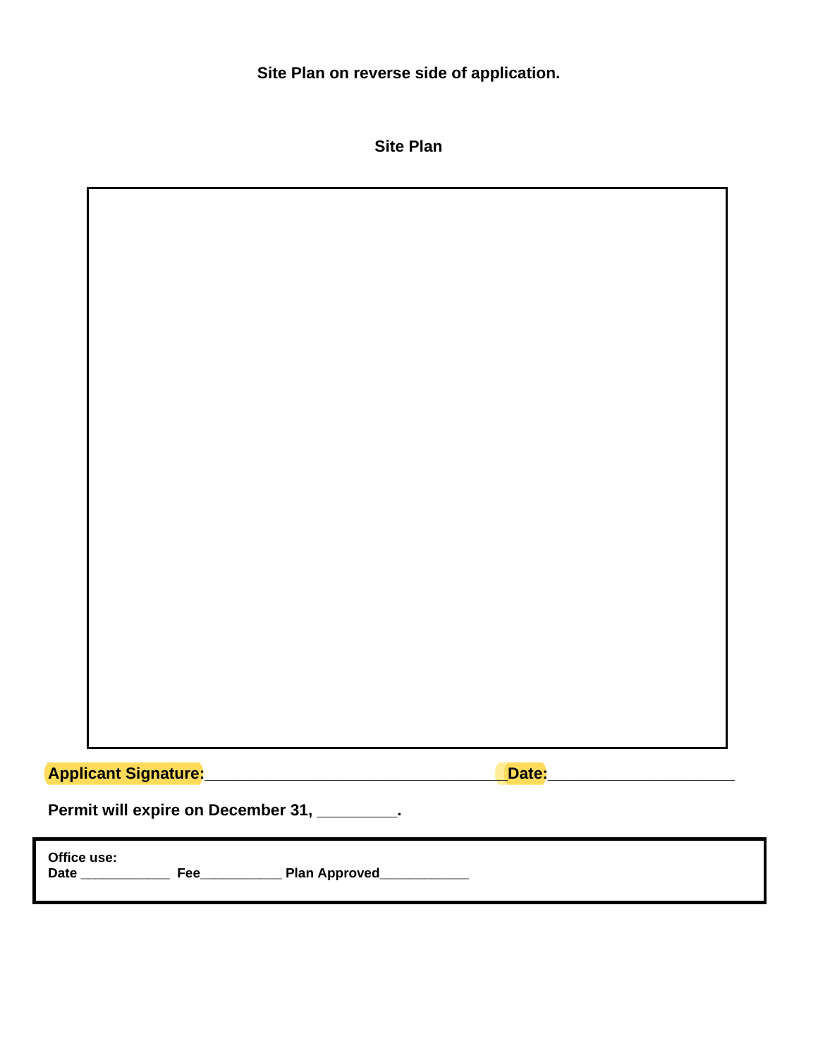**Site Plan on reverse side of application.**

**Site Plan**

**Applicant Signature:**___________________________________ **Date:**______________________

**Permit will expire on December 31, _________.**

**Office use:**
**Date** ____________ **Fee**___________ **Plan Approved**____________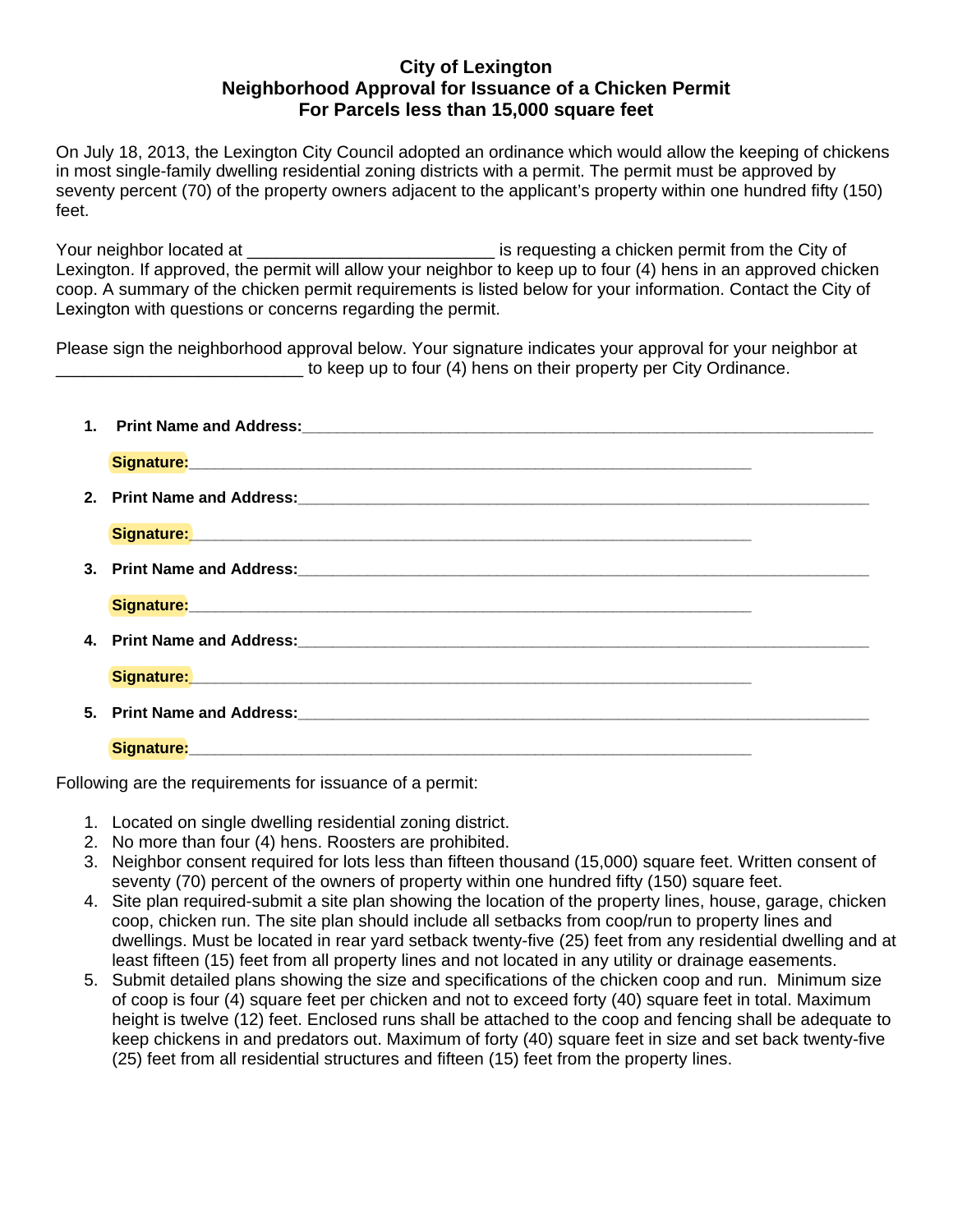# City of Lexington
## Neighborhood Approval for Issuance of a Chicken Permit
## For Parcels less than 15,000 square feet

On July 18, 2013, the Lexington City Council adopted an ordinance which would allow the keeping of chickens in most single-family dwelling residential zoning districts with a permit. The permit must be approved by seventy percent (70) of the property owners adjacent to the applicant's property within one hundred fifty (150) feet.

Your neighbor located at _________________________ is requesting a chicken permit from the City of Lexington. If approved, the permit will allow your neighbor to keep up to four (4) hens in an approved chicken coop. A summary of the chicken permit requirements is listed below for your information. Contact the City of Lexington with questions or concerns regarding the permit.

Please sign the neighborhood approval below. Your signature indicates your approval for your neighbor at _________________________ to keep up to four (4) hens on their property per City Ordinance.

1. **Print Name and Address:**___________________________________________________________

   **Signature:**_______________________________________________________

2. **Print Name and Address:**___________________________________________________________

   **Signature:**_______________________________________________________

3. **Print Name and Address:**___________________________________________________________

   **Signature:**_______________________________________________________

4. **Print Name and Address:**___________________________________________________________

   **Signature:**_______________________________________________________

5. **Print Name and Address:**___________________________________________________________

   **Signature:**_______________________________________________________

Following are the requirements for issuance of a permit:

1. Located on single dwelling residential zoning district.
2. No more than four (4) hens. Roosters are prohibited.
3. Neighbor consent required for lots less than fifteen thousand (15,000) square feet. Written consent of seventy (70) percent of the owners of property within one hundred fifty (150) square feet.
4. Site plan required-submit a site plan showing the location of the property lines, house, garage, chicken coop, chicken run. The site plan should include all setbacks from coop/run to property lines and dwellings. Must be located in rear yard setback twenty-five (25) feet from any residential dwelling and at least fifteen (15) feet from all property lines and not located in any utility or drainage easements.
5. Submit detailed plans showing the size and specifications of the chicken coop and run. Minimum size of coop is four (4) square feet per chicken and not to exceed forty (40) square feet in total. Maximum height is twelve (12) feet. Enclosed runs shall be attached to the coop and fencing shall be adequate to keep chickens in and predators out. Maximum of forty (40) square feet in size and set back twenty-five (25) feet from all residential structures and fifteen (15) feet from the property lines.